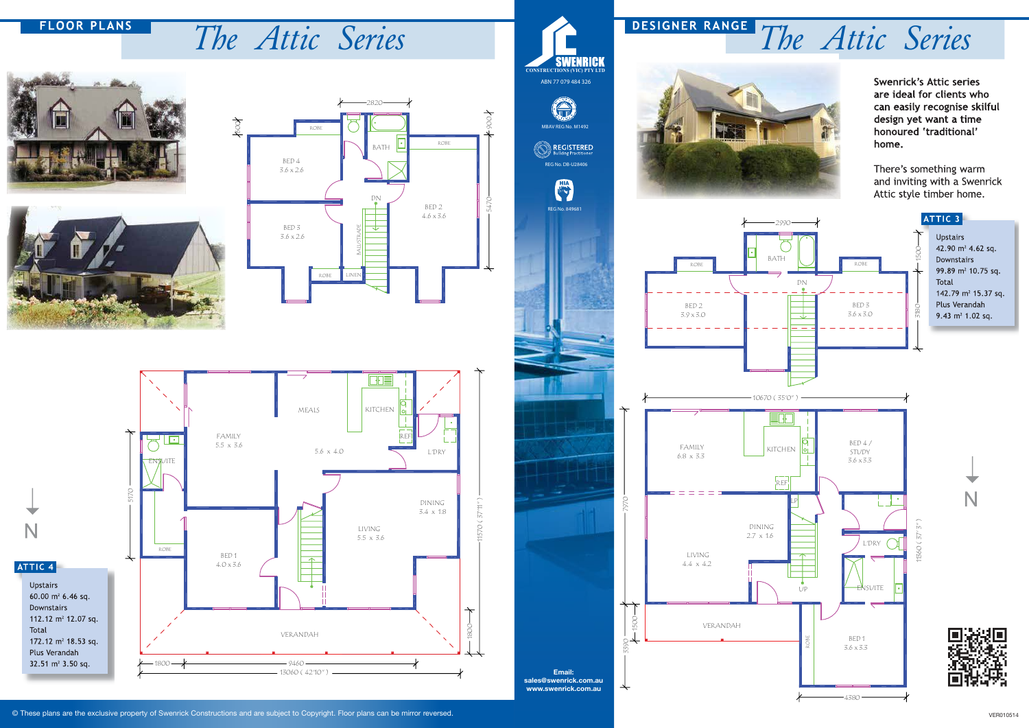# FLOOR PLANS — The Attic Series

## ATTIC 4

Upstairs
60.00 m² 6.46 sq.
Downstairs
112.12 m² 12.07 sq.
Total
172.12 m² 18.53 sq.
Plus Verandah
32.51 m² 3.50 sq.

Upstairs: BED 4 3.6 x 2.6, BED 3 3.6 x 2.6, BED 2 4.6 x 3.6, BATH, ROBE, LINEN, BALUSTRADE, DN — 2820, 600, 900, 5470

Downstairs: FAMILY 5.5 x 3.6, MEALS 5.6 x 4.0, KITCHEN, REF, L'DRY, ENSUITE, ROBE, BED 1 4.0 x 3.6, LIVING 5.5 x 3.6, DINING 3.4 x 1.8, VERANDAH — 5170, 11570 (37'11"), 1800, 1800, 9460, 13060 (42'10")

N

SWENRICK CONSTRUCTIONS (VIC) PTY LTD
ABN 77 079 484 326
MBAV REG No. M1492
REGISTERED Building Practitioner
REG No. DB-U28406
HIA
REG No. 849681

Email:
sales@swenrick.com.au
www.swenrick.com.au

# DESIGNER RANGE — The Attic Series

**Swenrick's Attic series are ideal for clients who can easily recognise skilful design yet want a time honoured 'traditional' home.**

There's something warm and inviting with a Swenrick Attic style timber home.

## ATTIC 3

Upstairs
42.90 m² 4.62 sq.
Downstairs
99.89 m² 10.75 sq.
Total
142.79 m² 15.37 sq.
Plus Verandah
9.43 m² 1.02 sq.

Upstairs: BED 2 3.9 x 3.0, BED 3 3.6 x 3.0, BATH, ROBE, DN — 2990, 1500, 3180

Downstairs: FAMILY 6.8 x 3.3, KITCHEN, REF, BED 4 / STUDY 3.6 x 3.3, LP, DINING 2.7 x 1.6, LIVING 4.4 x 4.2, UP, L'DRY, ENSUITE, VERANDAH, ROBE, BED 1 3.6 x 3.3 — 10670 (35'0"), 7970, 11560 (37'3"), 1500, 3590, 4380

N

© These plans are the exclusive property of Swenrick Constructions and are subject to Copyright. Floor plans can be mirror reversed.

VER010514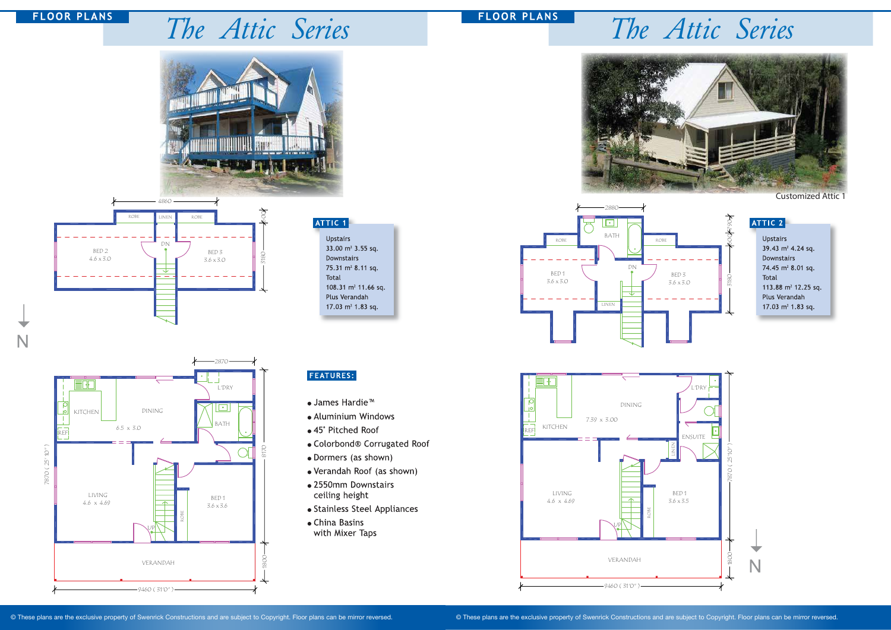## FLOOR PLANS

# The Attic Series

4860

ROBE | LINEN | ROBE

BED 2
4.6 x 3.0

DN

BED 3
3.6 x 3.0

600

3180

N

### ATTIC 1

Upstairs
33.00 m² 3.55 sq.
Downstairs
75.31 m² 8.11 sq.
Total
108.31 m² 11.66 sq.
Plus Verandah
17.03 m² 1.83 sq.

2870

L'DRY

KITCHEN

DINING

6.5 x 3.0

REF

BATH

8170

7870 ( 25'10" )

LIVING
4.6 x 4.69

UP

ROBE

BED 1
3.6 x 3.6

VERANDAH

1800

9460 ( 31'0" )

### FEATURES:

- James Hardie™
- Aluminium Windows
- 45° Pitched Roof
- Colorbond® Corrugated Roof
- Dormers (as shown)
- Verandah Roof (as shown)
- 2550mm Downstairs ceiling height
- Stainless Steel Appliances
- China Basins with Mixer Taps

© These plans are the exclusive property of Swenrick Constructions and are subject to Copyright. Floor plans can be mirror reversed.

## FLOOR PLANS

# The Attic Series

Customized Attic 1

2880

ROBE | BATH | ROBE

BED 1
3.6 x 3.0

DN

BED 3
3.6 x 3.0

LINEN

1200

3180

### ATTIC 2

Upstairs
39.43 m² 4.24 sq.
Downstairs
74.45 m² 8.01 sq.
Total
113.88 m² 12.25 sq.
Plus Verandah
17.03 m² 1.83 sq.

L'DRY

DINING

7.59 x 3.00

KITCHEN

REF

ENSUITE

LINEN

7870 ( 25'10" )

LIVING
4.6 x 4.69

UP

ROBE

BED 1
3.6 x 3.5

VERANDAH

1800

9460 ( 31'0" )

N

© These plans are the exclusive property of Swenrick Constructions and are subject to Copyright. Floor plans can be mirror reversed.